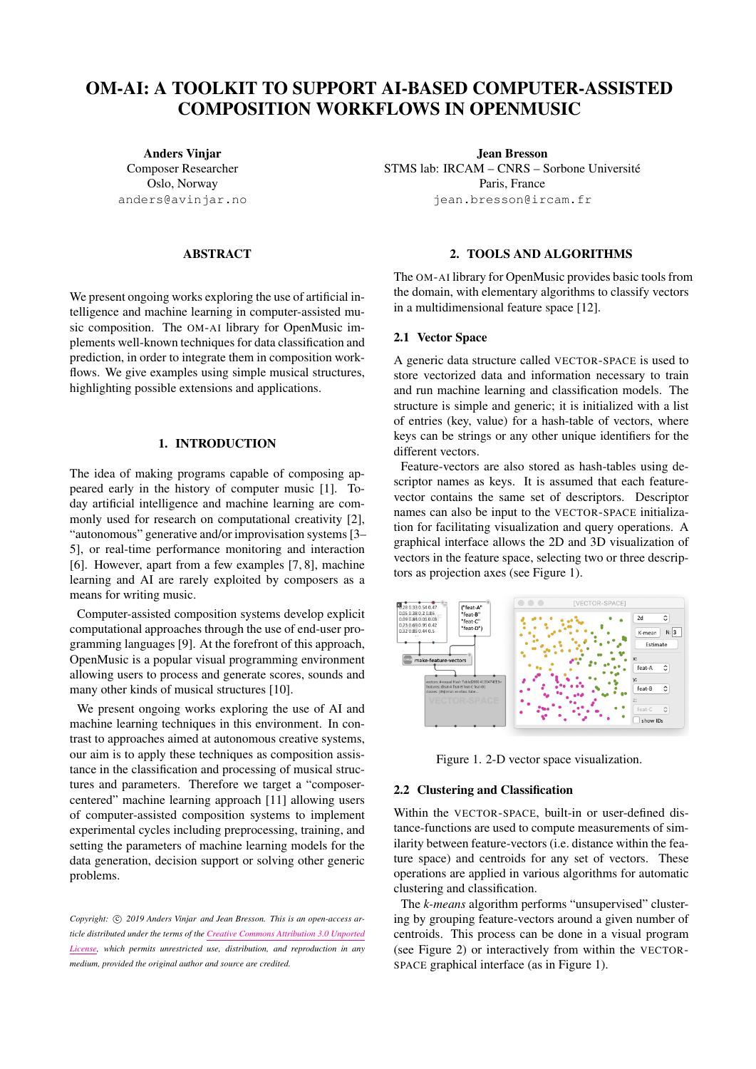# OM-AI: A TOOLKIT TO SUPPORT AI-BASED COMPUTER-ASSISTED COMPOSITION WORKFLOWS IN OPENMUSIC

**Anders Vinjar**
Composer Researcher
Oslo, Norway
anders@avinjar.no

**Jean Bresson**
STMS lab: IRCAM – CNRS – Sorbone Université
Paris, France
jean.bresson@ircam.fr

## ABSTRACT

We present ongoing works exploring the use of artificial intelligence and machine learning in computer-assisted music composition. The OM-AI library for OpenMusic implements well-known techniques for data classification and prediction, in order to integrate them in composition workflows. We give examples using simple musical structures, highlighting possible extensions and applications.

## 1. INTRODUCTION

The idea of making programs capable of composing appeared early in the history of computer music [1]. Today artificial intelligence and machine learning are commonly used for research on computational creativity [2], "autonomous" generative and/or improvisation systems [3–5], or real-time performance monitoring and interaction [6]. However, apart from a few examples [7, 8], machine learning and AI are rarely exploited by composers as a means for writing music.

Computer-assisted composition systems develop explicit computational approaches through the use of end-user programming languages [9]. At the forefront of this approach, OpenMusic is a popular visual programming environment allowing users to process and generate scores, sounds and many other kinds of musical structures [10].

We present ongoing works exploring the use of AI and machine learning techniques in this environment. In contrast to approaches aimed at autonomous creative systems, our aim is to apply these techniques as composition assistance in the classification and processing of musical structures and parameters. Therefore we target a "composer-centered" machine learning approach [11] allowing users of computer-assisted composition systems to implement experimental cycles including preprocessing, training, and setting the parameters of machine learning models for the data generation, decision support or solving other generic problems.

*Copyright: © 2019 Anders Vinjar and Jean Bresson. This is an open-access article distributed under the terms of the Creative Commons Attribution 3.0 Unported License, which permits unrestricted use, distribution, and reproduction in any medium, provided the original author and source are credited.*

## 2. TOOLS AND ALGORITHMS

The OM-AI library for OpenMusic provides basic tools from the domain, with elementary algorithms to classify vectors in a multidimensional feature space [12].

### 2.1 Vector Space

A generic data structure called VECTOR-SPACE is used to store vectorized data and information necessary to train and run machine learning and classification models. The structure is simple and generic; it is initialized with a list of entries (key, value) for a hash-table of vectors, where keys can be strings or any other unique identifiers for the different vectors.

Feature-vectors are also stored as hash-tables using descriptor names as keys. It is assumed that each feature-vector contains the same set of descriptors. Descriptor names can also be input to the VECTOR-SPACE initialization for facilitating visualization and query operations. A graphical interface allows the 2D and 3D visualization of vectors in the feature space, selecting two or three descriptors as projection axes (see Figure 1).

Figure 1. 2-D vector space visualization.

### 2.2 Clustering and Classification

Within the VECTOR-SPACE, built-in or user-defined distance-functions are used to compute measurements of similarity between feature-vectors (i.e. distance within the feature space) and centroids for any set of vectors. These operations are applied in various algorithms for automatic clustering and classification.

The *k-means* algorithm performs "unsupervised" clustering by grouping feature-vectors around a given number of centroids. This process can be done in a visual program (see Figure 2) or interactively from within the VECTOR-SPACE graphical interface (as in Figure 1).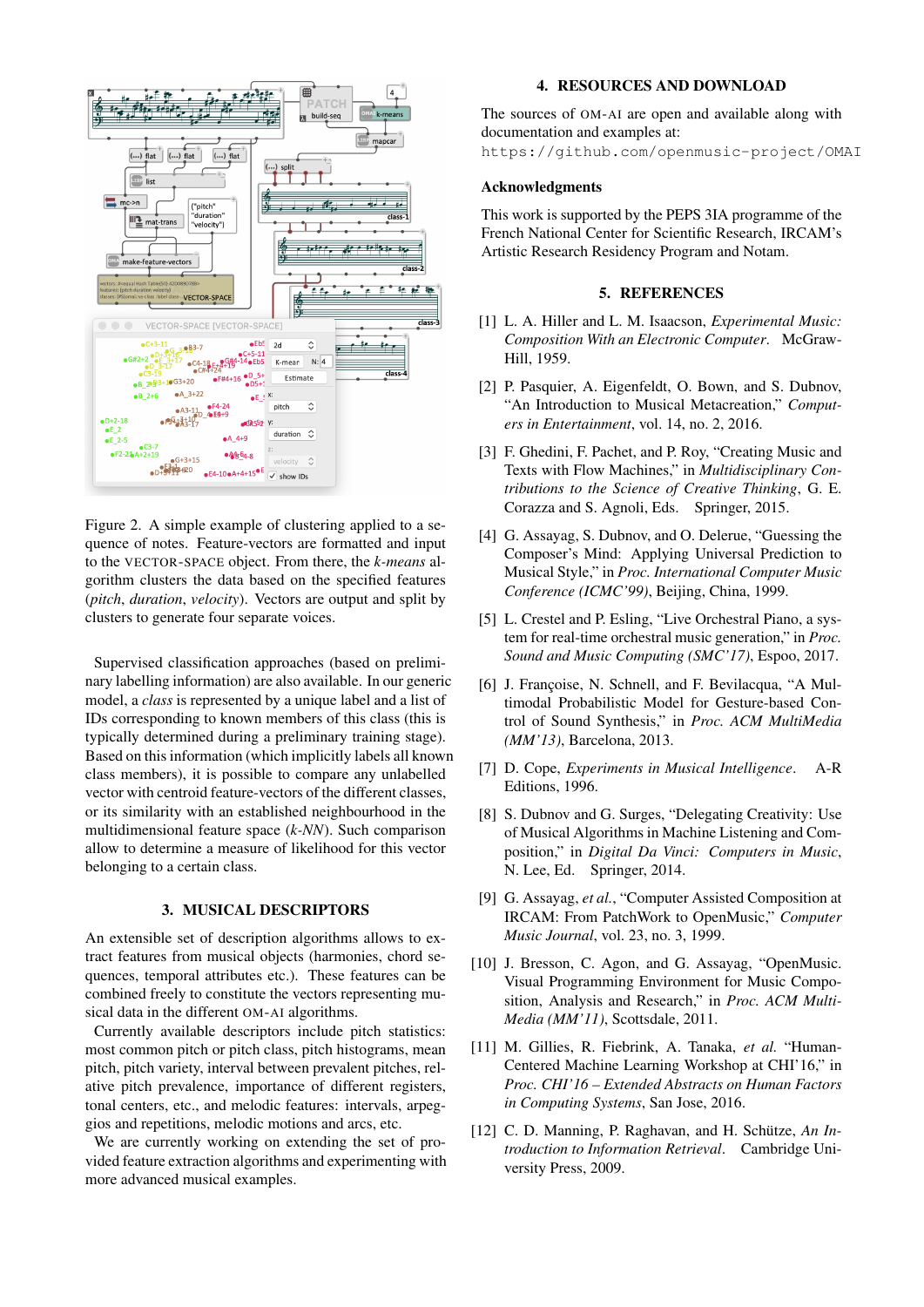Figure 2. A simple example of clustering applied to a sequence of notes. Feature-vectors are formatted and input to the VECTOR-SPACE object. From there, the *k-means* algorithm clusters the data based on the specified features (*pitch*, *duration*, *velocity*). Vectors are output and split by clusters to generate four separate voices.

Supervised classification approaches (based on preliminary labelling information) are also available. In our generic model, a *class* is represented by a unique label and a list of IDs corresponding to known members of this class (this is typically determined during a preliminary training stage). Based on this information (which implicitly labels all known class members), it is possible to compare any unlabelled vector with centroid feature-vectors of the different classes, or its similarity with an established neighbourhood in the multidimensional feature space (*k-NN*). Such comparison allow to determine a measure of likelihood for this vector belonging to a certain class.

## 3. MUSICAL DESCRIPTORS

An extensible set of description algorithms allows to extract features from musical objects (harmonies, chord sequences, temporal attributes etc.). These features can be combined freely to constitute the vectors representing musical data in the different OM-AI algorithms.

Currently available descriptors include pitch statistics: most common pitch or pitch class, pitch histograms, mean pitch, pitch variety, interval between prevalent pitches, relative pitch prevalence, importance of different registers, tonal centers, etc., and melodic features: intervals, arpeggios and repetitions, melodic motions and arcs, etc.

We are currently working on extending the set of provided feature extraction algorithms and experimenting with more advanced musical examples.

## 4. RESOURCES AND DOWNLOAD

The sources of OM-AI are open and available along with documentation and examples at:

https://github.com/openmusic-project/OMAI

### Acknowledgments

This work is supported by the PEPS 3IA programme of the French National Center for Scientific Research, IRCAM's Artistic Research Residency Program and Notam.

## 5. REFERENCES

[1] L. A. Hiller and L. M. Isaacson, *Experimental Music: Composition With an Electronic Computer*. McGraw-Hill, 1959.

[2] P. Pasquier, A. Eigenfeldt, O. Bown, and S. Dubnov, "An Introduction to Musical Metacreation," *Computers in Entertainment*, vol. 14, no. 2, 2016.

[3] F. Ghedini, F. Pachet, and P. Roy, "Creating Music and Texts with Flow Machines," in *Multidisciplinary Contributions to the Science of Creative Thinking*, G. E. Corazza and S. Agnoli, Eds. Springer, 2015.

[4] G. Assayag, S. Dubnov, and O. Delerue, "Guessing the Composer's Mind: Applying Universal Prediction to Musical Style," in *Proc. International Computer Music Conference (ICMC'99)*, Beijing, China, 1999.

[5] L. Crestel and P. Esling, "Live Orchestral Piano, a system for real-time orchestral music generation," in *Proc. Sound and Music Computing (SMC'17)*, Espoo, 2017.

[6] J. Françoise, N. Schnell, and F. Bevilacqua, "A Multimodal Probabilistic Model for Gesture-based Control of Sound Synthesis," in *Proc. ACM MultiMedia (MM'13)*, Barcelona, 2013.

[7] D. Cope, *Experiments in Musical Intelligence*. A-R Editions, 1996.

[8] S. Dubnov and G. Surges, "Delegating Creativity: Use of Musical Algorithms in Machine Listening and Composition," in *Digital Da Vinci: Computers in Music*, N. Lee, Ed. Springer, 2014.

[9] G. Assayag, *et al.*, "Computer Assisted Composition at IRCAM: From PatchWork to OpenMusic," *Computer Music Journal*, vol. 23, no. 3, 1999.

[10] J. Bresson, C. Agon, and G. Assayag, "OpenMusic. Visual Programming Environment for Music Composition, Analysis and Research," in *Proc. ACM MultiMedia (MM'11)*, Scottsdale, 2011.

[11] M. Gillies, R. Fiebrink, A. Tanaka, *et al.* "Human-Centered Machine Learning Workshop at CHI'16," in *Proc. CHI'16 – Extended Abstracts on Human Factors in Computing Systems*, San Jose, 2016.

[12] C. D. Manning, P. Raghavan, and H. Schütze, *An Introduction to Information Retrieval*. Cambridge University Press, 2009.